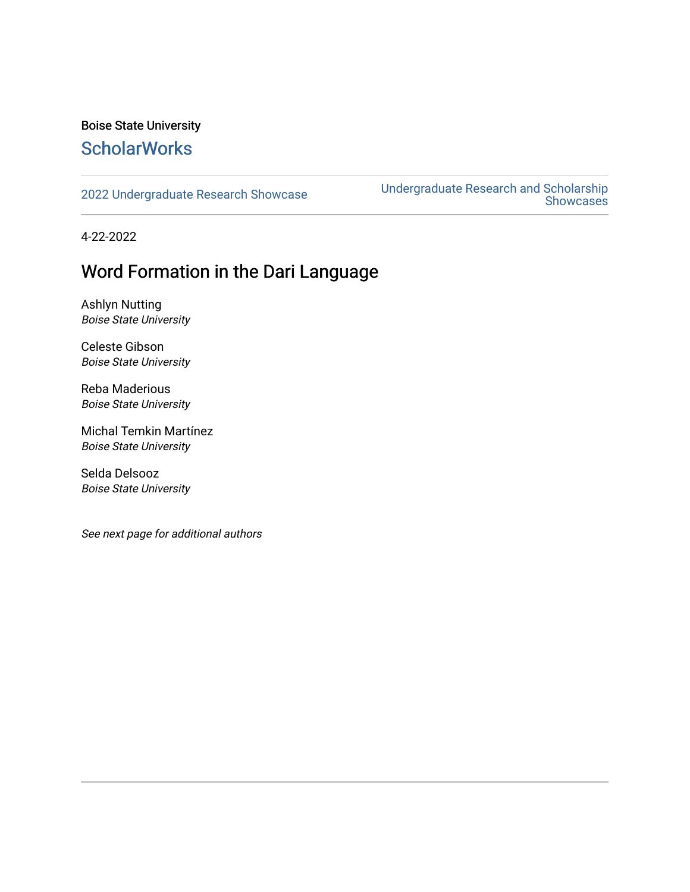Boise State University

## ScholarWorks

2022 Undergraduate Research Showcase

Undergraduate Research and Scholarship Showcases

4-22-2022

# Word Formation in the Dari Language

Ashlyn Nutting
*Boise State University*

Celeste Gibson
*Boise State University*

Reba Maderious
*Boise State University*

Michal Temkin Martínez
*Boise State University*

Selda Delsooz
*Boise State University*

*See next page for additional authors*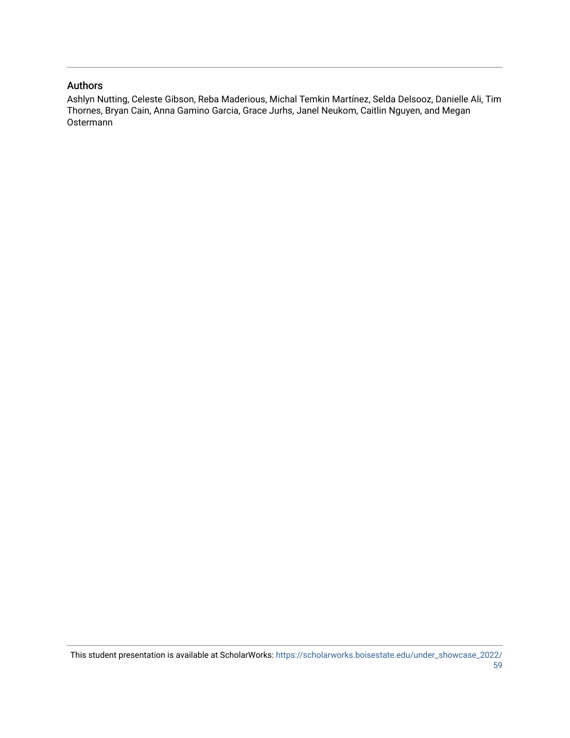## Authors

Ashlyn Nutting, Celeste Gibson, Reba Maderious, Michal Temkin Martínez, Selda Delsooz, Danielle Ali, Tim Thornes, Bryan Cain, Anna Gamino Garcia, Grace Jurhs, Janel Neukom, Caitlin Nguyen, and Megan Ostermann

This student presentation is available at ScholarWorks: https://scholarworks.boisestate.edu/under_showcase_2022/59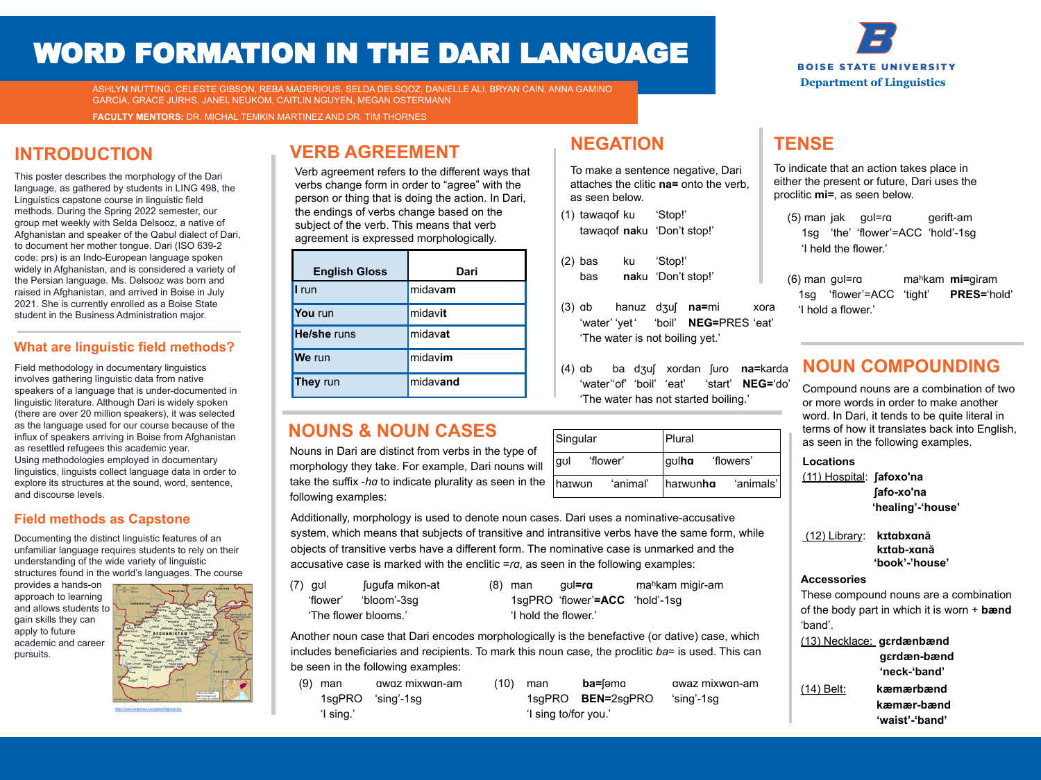# WORD FORMATION IN THE DARI LANGUAGE

ASHLYN NUTTING, CELESTE GIBSON, REBA MADERIOUS, SELDA DELSOOZ, DANIELLE ALI, BRYAN CAIN, ANNA GAMINO GARCIA, GRACE JURHS, JANEL NEUKOM, CAITLIN NGUYEN, MEGAN OSTERMANN

**FACULTY MENTORS:** DR. MICHAL TEMKIN MARTINEZ AND DR. TIM THORNES

BOISE STATE UNIVERSITY
Department of Linguistics

## INTRODUCTION

This poster describes the morphology of the Dari language, as gathered by students in LING 498, the Linguistics capstone course in linguistic field methods. During the Spring 2022 semester, our group met weekly with Selda Delsooz, a native of Afghanistan and speaker of the Qabul dialect of Dari, to document her mother tongue. Dari (ISO 639-2 code: prs) is an Indo-European language spoken widely in Afghanistan, and is considered a variety of the Persian language. Ms. Delsooz was born and raised in Afghanistan, and arrived in Boise in July 2021. She is currently enrolled as a Boise State student in the Business Administration major.

### What are linguistic field methods?

Field methodology in documentary linguistics involves gathering linguistic data from native speakers of a language that is under-documented in linguistic literature. Although Dari is widely spoken (there are over 20 million speakers), it was selected as the language used for our course because of the influx of speakers arriving in Boise from Afghanistan as resettled refugees this academic year.
Using methodologies employed in documentary linguistics, linguists collect language data in order to explore its structures at the sound, word, sentence, and discourse levels.

### Field methods as Capstone

Documenting the distinct linguistic features of an unfamiliar language requires students to rely on their understanding of the wide variety of linguistic structures found in the world's languages. The course provides a hands-on approach to learning and allows students to gain skills they can apply to future academic and career pursuits.

https://www.britannica.com/place/Afghanistan

## VERB AGREEMENT

Verb agreement refers to the different ways that verbs change form in order to "agree" with the person or thing that is doing the action. In Dari, the endings of verbs change based on the subject of the verb. This means that verb agreement is expressed morphologically.

| English Gloss | Dari |
|---|---|
| **I** run | midav**am** |
| **You** run | midav**it** |
| **He/she** runs | midav**at** |
| **We** run | midav**im** |
| **They** run | midav**and** |

## NOUNS & NOUN CASES

Nouns in Dari are distinct from verbs in the type of morphology they take. For example, Dari nouns will take the suffix *-ha* to indicate plurality as seen in the following examples:

| Singular | Plural |
|---|---|
| gʊl 'flower' | gʊl**hɑ** 'flowers' |
| haɪwʊn 'animal' | haɪwʊn**hɑ** 'animals' |

Additionally, morphology is used to denote noun cases. Dari uses a nominative-accusative system, which means that subjects of transitive and intransitive verbs have the same form, while objects of transitive verbs have a different form. The nominative case is unmarked and the accusative case is marked with the enclitic *=rɑ*, as seen in the following examples:

(7) gʊl ʃugufa mikon-at
'flower' 'bloom'-3sg
'The flower blooms.'

(8) man gʊl**=rɑ** maʰkam migir-am
1sgPRO 'flower'**=ACC** 'hold'-1sg
'I hold the flower.'

Another noun case that Dari encodes morphologically is the benefactive (or dative) case, which includes beneficiaries and recipients. To mark this noun case, the proclitic *ba=* is used. This can be seen in the following examples:

(9) man ɑwaz mixwɑn-am
1sgPRO 'sing'-1sg
'I sing.'

(10) man **ba=**ʃəmɑ ɑwaz mixwɑn-am
1sgPRO **BEN=**2sgPRO 'sing'-1sg
'I sing to/for you.'

## NEGATION

To make a sentence negative, Dari attaches the clitic **na=** onto the verb, as seen below.

(1) tawaqof ku 'Stop!'
tawaqof **na**ku 'Don't stop!'

(2) bas ku 'Stop!'
bas **na**ku 'Don't stop!'

(3) ɑb hanuz dʒuʃ **na=**mi xora
'water' 'yet' 'boil' **NEG=**PRES 'eat'
'The water is not boiling yet.'

(4) ɑb ba dʒuʃ xordan ʃuro **na=**karda
'water''of' 'boil' 'eat' 'start' **NEG=**'do'
'The water has not started boiling.'

## TENSE

To indicate that an action takes place in either the present or future, Dari uses the proclitic **mi=**, as seen below.

(5) man jak gʊl=rɑ gerift-am
1sg 'the' 'flower'=ACC 'hold'-1sg
'I held the flower.'

(6) man gʊl=rɑ maʰkam **mi=**giram
1sg 'flower'=ACC 'tight' **PRES=**'hold'
'I hold a flower.'

## NOUN COMPOUNDING

Compound nouns are a combination of two or more words in order to make another word. In Dari, it tends to be quite literal in terms of how it translates back into English, as seen in the following examples.

**Locations**

(11) Hospital: **ʃafoxo'na**
**ʃafo-xo'na**
**'healing'-'house'**

(12) Library: **kɪtɑbxɑnă**
**kɪtɑb-xɑnă**
**'book'-'house'**

**Accessories**

These compound nouns are a combination of the body part in which it is worn + **bænd** 'band'.

(13) Necklace: **gɛrdænbænd**
**gɛrdæn-bænd**
**'neck-'band'**

(14) Belt: **kæmærbænd**
**kæmær-bænd**
**'waist'-'band'**